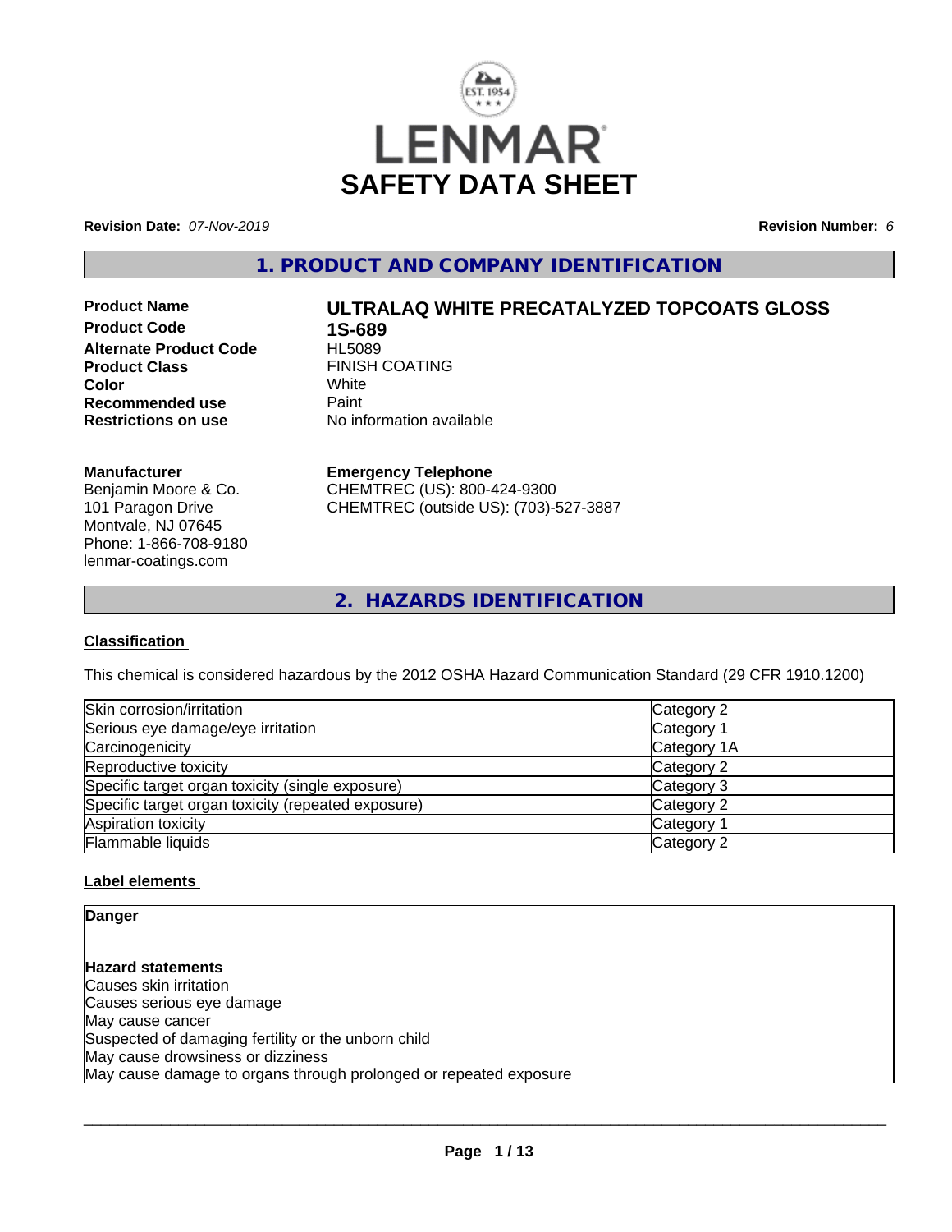# SAFETY DATA SHEET

**Revision Date:** *07-Nov-2019* **Revision Number:** *6*

## 1. PRODUCT AND COMPANY IDENTIFICATION

| | |
|---|---|
| **Product Name** | **ULTRALAQ WHITE PRECATALYZED TOPCOATS GLOSS** |
| **Product Code** | **1S-689** |
| **Alternate Product Code** | HL5089 |
| **Product Class** | FINISH COATING |
| **Color** | White |
| **Recommended use** | Paint |
| **Restrictions on use** | No information available |

**Manufacturer**
Benjamin Moore & Co.
101 Paragon Drive
Montvale, NJ 07645
Phone: 1-866-708-9180
lenmar-coatings.com

**Emergency Telephone**
CHEMTREC (US): 800-424-9300
CHEMTREC (outside US): (703)-527-3887

## 2. HAZARDS IDENTIFICATION

### Classification

This chemical is considered hazardous by the 2012 OSHA Hazard Communication Standard (29 CFR 1910.1200)

| | |
|---|---|
| Skin corrosion/irritation | Category 2 |
| Serious eye damage/eye irritation | Category 1 |
| Carcinogenicity | Category 1A |
| Reproductive toxicity | Category 2 |
| Specific target organ toxicity (single exposure) | Category 3 |
| Specific target organ toxicity (repeated exposure) | Category 2 |
| Aspiration toxicity | Category 1 |
| Flammable liquids | Category 2 |

### Label elements

**Danger**

**Hazard statements**
Causes skin irritation
Causes serious eye damage
May cause cancer
Suspected of damaging fertility or the unborn child
May cause drowsiness or dizziness
May cause damage to organs through prolonged or repeated exposure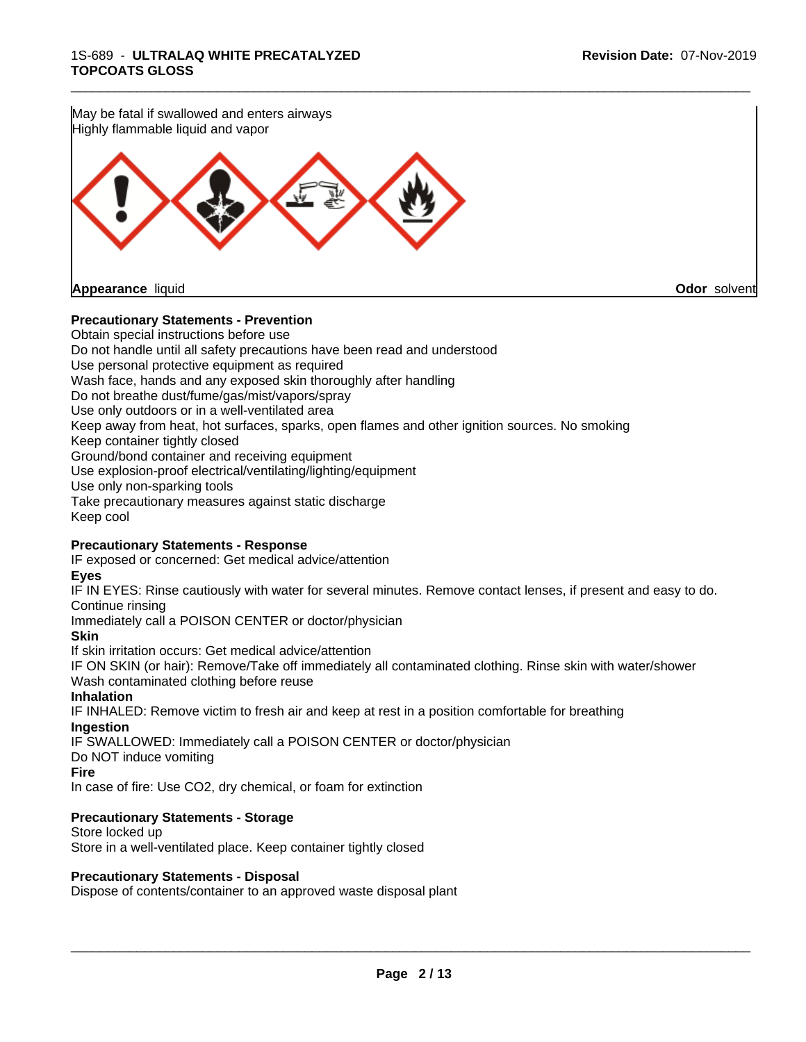May be fatal if swallowed and enters airways
Highly flammable liquid and vapor

**Appearance** liquid **Odor** solvent

**Precautionary Statements - Prevention**

Obtain special instructions before use
Do not handle until all safety precautions have been read and understood
Use personal protective equipment as required
Wash face, hands and any exposed skin thoroughly after handling
Do not breathe dust/fume/gas/mist/vapors/spray
Use only outdoors or in a well-ventilated area
Keep away from heat, hot surfaces, sparks, open flames and other ignition sources. No smoking
Keep container tightly closed
Ground/bond container and receiving equipment
Use explosion-proof electrical/ventilating/lighting/equipment
Use only non-sparking tools
Take precautionary measures against static discharge
Keep cool

**Precautionary Statements - Response**

IF exposed or concerned: Get medical advice/attention

**Eyes**

IF IN EYES: Rinse cautiously with water for several minutes. Remove contact lenses, if present and easy to do. Continue rinsing
Immediately call a POISON CENTER or doctor/physician

**Skin**

If skin irritation occurs: Get medical advice/attention
IF ON SKIN (or hair): Remove/Take off immediately all contaminated clothing. Rinse skin with water/shower
Wash contaminated clothing before reuse

**Inhalation**

IF INHALED: Remove victim to fresh air and keep at rest in a position comfortable for breathing

**Ingestion**

IF SWALLOWED: Immediately call a POISON CENTER or doctor/physician
Do NOT induce vomiting

**Fire**

In case of fire: Use CO2, dry chemical, or foam for extinction

**Precautionary Statements - Storage**

Store locked up
Store in a well-ventilated place. Keep container tightly closed

**Precautionary Statements - Disposal**

Dispose of contents/container to an approved waste disposal plant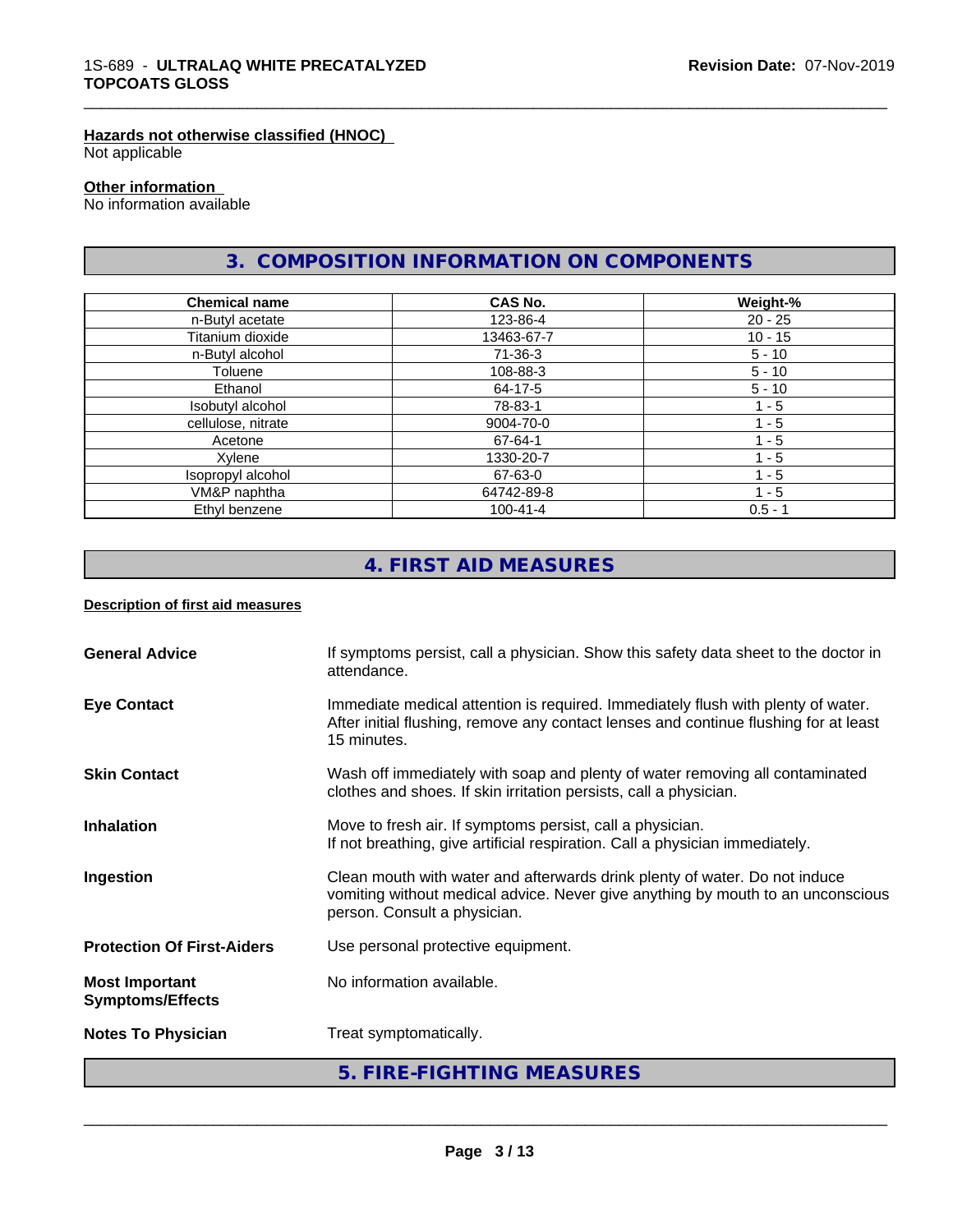#### Hazards not otherwise classified (HNOC)

Not applicable

#### Other information

No information available

## 3. COMPOSITION INFORMATION ON COMPONENTS

| Chemical name | CAS No. | Weight-% |
|---|---|---|
| n-Butyl acetate | 123-86-4 | 20 - 25 |
| Titanium dioxide | 13463-67-7 | 10 - 15 |
| n-Butyl alcohol | 71-36-3 | 5 - 10 |
| Toluene | 108-88-3 | 5 - 10 |
| Ethanol | 64-17-5 | 5 - 10 |
| Isobutyl alcohol | 78-83-1 | 1 - 5 |
| cellulose, nitrate | 9004-70-0 | 1 - 5 |
| Acetone | 67-64-1 | 1 - 5 |
| Xylene | 1330-20-7 | 1 - 5 |
| Isopropyl alcohol | 67-63-0 | 1 - 5 |
| VM&P naphtha | 64742-89-8 | 1 - 5 |
| Ethyl benzene | 100-41-4 | 0.5 - 1 |

## 4. FIRST AID MEASURES

#### Description of first aid measures

**General Advice**: If symptoms persist, call a physician. Show this safety data sheet to the doctor in attendance.

**Eye Contact**: Immediate medical attention is required. Immediately flush with plenty of water. After initial flushing, remove any contact lenses and continue flushing for at least 15 minutes.

**Skin Contact**: Wash off immediately with soap and plenty of water removing all contaminated clothes and shoes. If skin irritation persists, call a physician.

**Inhalation**: Move to fresh air. If symptoms persist, call a physician.
If not breathing, give artificial respiration. Call a physician immediately.

**Ingestion**: Clean mouth with water and afterwards drink plenty of water. Do not induce vomiting without medical advice. Never give anything by mouth to an unconscious person. Consult a physician.

**Protection Of First-Aiders**: Use personal protective equipment.

**Most Important Symptoms/Effects**: No information available.

**Notes To Physician**: Treat symptomatically.

## 5. FIRE-FIGHTING MEASURES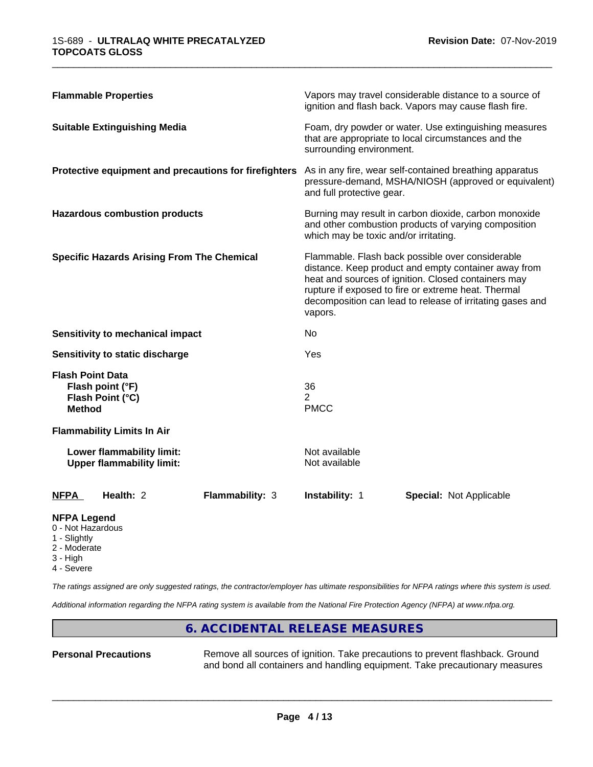| | |
|---|---|
| **Flammable Properties** | Vapors may travel considerable distance to a source of ignition and flash back. Vapors may cause flash fire. |
| **Suitable Extinguishing Media** | Foam, dry powder or water. Use extinguishing measures that are appropriate to local circumstances and the surrounding environment. |
| **Protective equipment and precautions for firefighters** | As in any fire, wear self-contained breathing apparatus pressure-demand, MSHA/NIOSH (approved or equivalent) and full protective gear. |
| **Hazardous combustion products** | Burning may result in carbon dioxide, carbon monoxide and other combustion products of varying composition which may be toxic and/or irritating. |
| **Specific Hazards Arising From The Chemical** | Flammable. Flash back possible over considerable distance. Keep product and empty container away from heat and sources of ignition. Closed containers may rupture if exposed to fire or extreme heat. Thermal decomposition can lead to release of irritating gases and vapors. |
| **Sensitivity to mechanical impact** | No |
| **Sensitivity to static discharge** | Yes |

**Flash Point Data**

| | |
|---|---|
| **Flash point (°F)** | 36 |
| **Flash Point (°C)** | 2 |
| **Method** | PMCC |

**Flammability Limits In Air**

| | |
|---|---|
| **Lower flammability limit:** | Not available |
| **Upper flammability limit:** | Not available |

| **NFPA** | **Health:** 2 | **Flammability:** 3 | **Instability:** 1 | **Special:** Not Applicable |
|---|---|---|---|---|

**NFPA Legend**
- 0 - Not Hazardous
- 1 - Slightly
- 2 - Moderate
- 3 - High
- 4 - Severe

*The ratings assigned are only suggested ratings, the contractor/employer has ultimate responsibilities for NFPA ratings where this system is used.*

*Additional information regarding the NFPA rating system is available from the National Fire Protection Agency (NFPA) at www.nfpa.org.*

## 6. ACCIDENTAL RELEASE MEASURES

**Personal Precautions** Remove all sources of ignition. Take precautions to prevent flashback. Ground and bond all containers and handling equipment. Take precautionary measures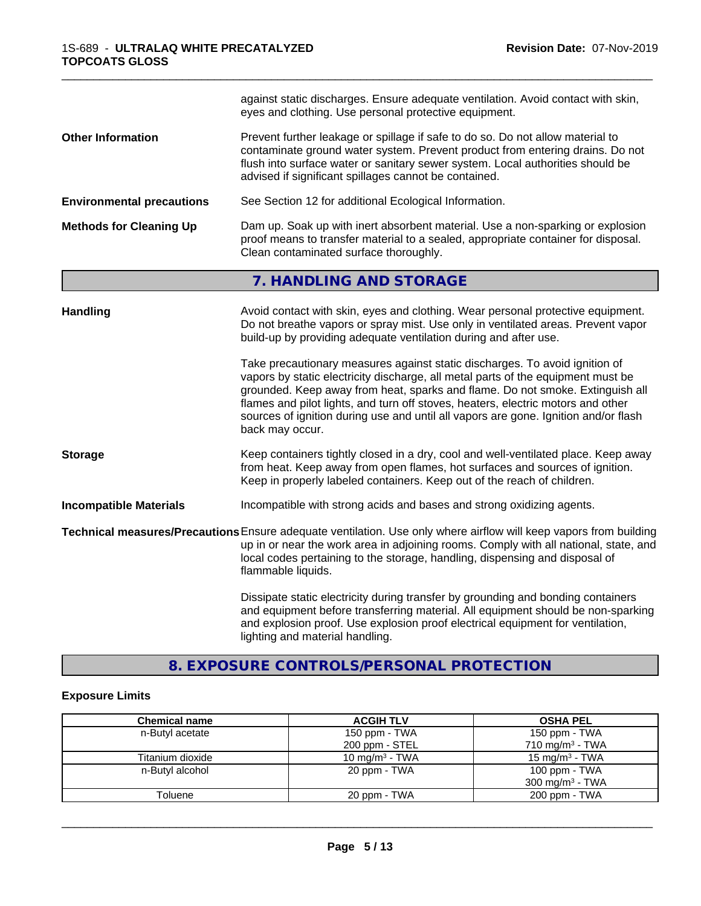against static discharges. Ensure adequate ventilation. Avoid contact with skin, eyes and clothing. Use personal protective equipment.

**Other Information** Prevent further leakage or spillage if safe to do so. Do not allow material to contaminate ground water system. Prevent product from entering drains. Do not flush into surface water or sanitary sewer system. Local authorities should be advised if significant spillages cannot be contained.

**Environmental precautions** See Section 12 for additional Ecological Information.

**Methods for Cleaning Up** Dam up. Soak up with inert absorbent material. Use a non-sparking or explosion proof means to transfer material to a sealed, appropriate container for disposal. Clean contaminated surface thoroughly.

## 7. HANDLING AND STORAGE

**Handling** Avoid contact with skin, eyes and clothing. Wear personal protective equipment. Do not breathe vapors or spray mist. Use only in ventilated areas. Prevent vapor build-up by providing adequate ventilation during and after use.

Take precautionary measures against static discharges. To avoid ignition of vapors by static electricity discharge, all metal parts of the equipment must be grounded. Keep away from heat, sparks and flame. Do not smoke. Extinguish all flames and pilot lights, and turn off stoves, heaters, electric motors and other sources of ignition during use and until all vapors are gone. Ignition and/or flash back may occur.

**Storage** Keep containers tightly closed in a dry, cool and well-ventilated place. Keep away from heat. Keep away from open flames, hot surfaces and sources of ignition. Keep in properly labeled containers. Keep out of the reach of children.

**Incompatible Materials** Incompatible with strong acids and bases and strong oxidizing agents.

**Technical measures/Precautions** Ensure adequate ventilation. Use only where airflow will keep vapors from building up in or near the work area in adjoining rooms. Comply with all national, state, and local codes pertaining to the storage, handling, dispensing and disposal of flammable liquids.

Dissipate static electricity during transfer by grounding and bonding containers and equipment before transferring material. All equipment should be non-sparking and explosion proof. Use explosion proof electrical equipment for ventilation, lighting and material handling.

## 8. EXPOSURE CONTROLS/PERSONAL PROTECTION

### Exposure Limits

| Chemical name | ACGIH TLV | OSHA PEL |
|---|---|---|
| n-Butyl acetate | 150 ppm - TWA<br>200 ppm - STEL | 150 ppm - TWA<br>710 mg/m³ - TWA |
| Titanium dioxide | 10 mg/m³ - TWA | 15 mg/m³ - TWA |
| n-Butyl alcohol | 20 ppm - TWA | 100 ppm - TWA<br>300 mg/m³ - TWA |
| Toluene | 20 ppm - TWA | 200 ppm - TWA |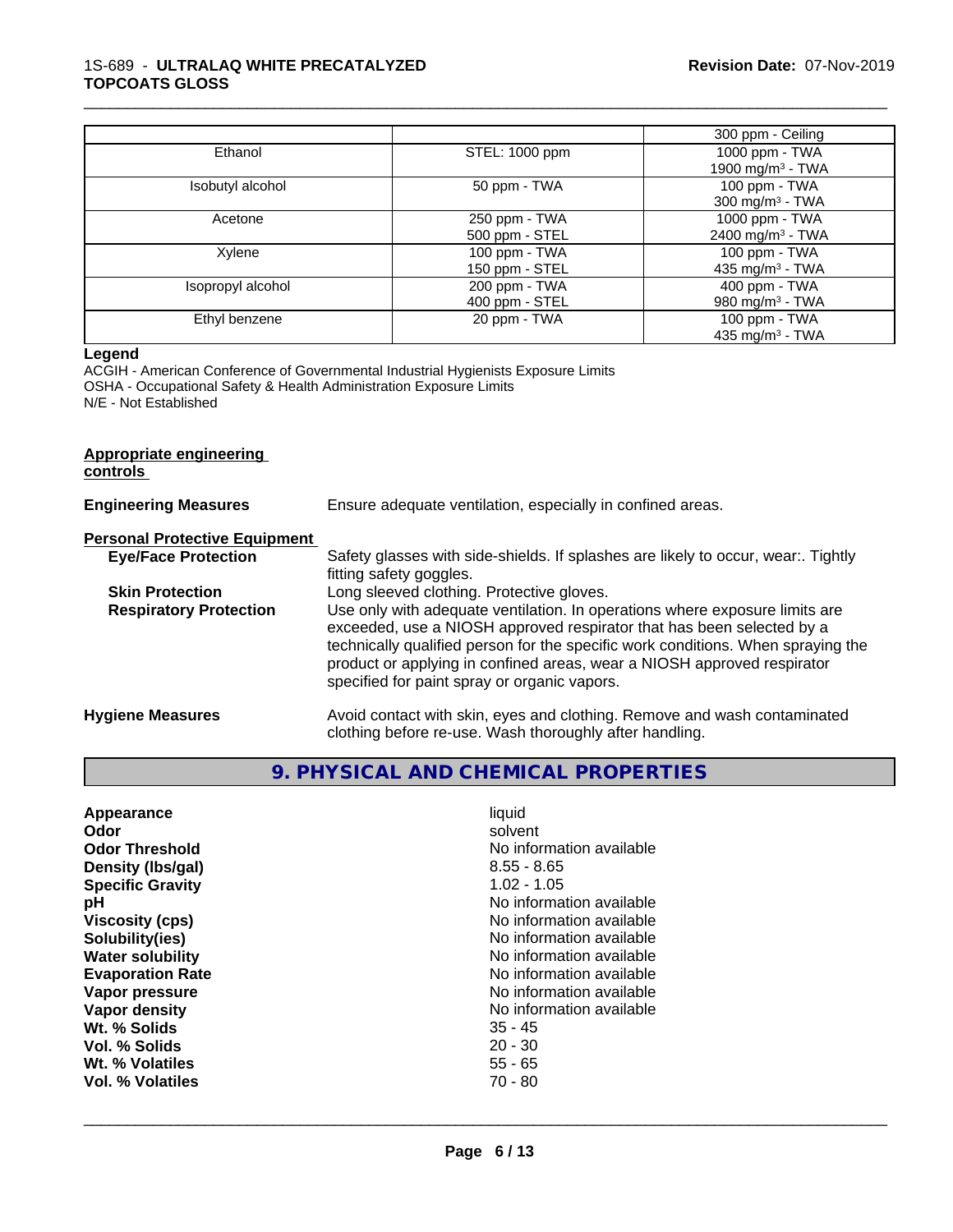| | | 300 ppm - Ceiling |
|---|---|---|
| Ethanol | STEL: 1000 ppm | 1000 ppm - TWA<br>1900 mg/m$^3$ - TWA |
| Isobutyl alcohol | 50 ppm - TWA | 100 ppm - TWA<br>300 mg/m$^3$ - TWA |
| Acetone | 250 ppm - TWA<br>500 ppm - STEL | 1000 ppm - TWA<br>2400 mg/m$^3$ - TWA |
| Xylene | 100 ppm - TWA<br>150 ppm - STEL | 100 ppm - TWA<br>435 mg/m$^3$ - TWA |
| Isopropyl alcohol | 200 ppm - TWA<br>400 ppm - STEL | 400 ppm - TWA<br>980 mg/m$^3$ - TWA |
| Ethyl benzene | 20 ppm - TWA | 100 ppm - TWA<br>435 mg/m$^3$ - TWA |

**Legend**

ACGIH - American Conference of Governmental Industrial Hygienists Exposure Limits
OSHA - Occupational Safety & Health Administration Exposure Limits
N/E - Not Established

**Appropriate engineering controls**

**Engineering Measures** Ensure adequate ventilation, especially in confined areas.

**Personal Protective Equipment**

**Eye/Face Protection** Safety glasses with side-shields. If splashes are likely to occur, wear:. Tightly fitting safety goggles.

**Skin Protection** Long sleeved clothing. Protective gloves.

**Respiratory Protection** Use only with adequate ventilation. In operations where exposure limits are exceeded, use a NIOSH approved respirator that has been selected by a technically qualified person for the specific work conditions. When spraying the product or applying in confined areas, wear a NIOSH approved respirator specified for paint spray or organic vapors.

**Hygiene Measures** Avoid contact with skin, eyes and clothing. Remove and wash contaminated clothing before re-use. Wash thoroughly after handling.

## 9. PHYSICAL AND CHEMICAL PROPERTIES

| | |
|---|---|
| **Appearance** | liquid |
| **Odor** | solvent |
| **Odor Threshold** | No information available |
| **Density (lbs/gal)** | 8.55 - 8.65 |
| **Specific Gravity** | 1.02 - 1.05 |
| **pH** | No information available |
| **Viscosity (cps)** | No information available |
| **Solubility(ies)** | No information available |
| **Water solubility** | No information available |
| **Evaporation Rate** | No information available |
| **Vapor pressure** | No information available |
| **Vapor density** | No information available |
| **Wt. % Solids** | 35 - 45 |
| **Vol. % Solids** | 20 - 30 |
| **Wt. % Volatiles** | 55 - 65 |
| **Vol. % Volatiles** | 70 - 80 |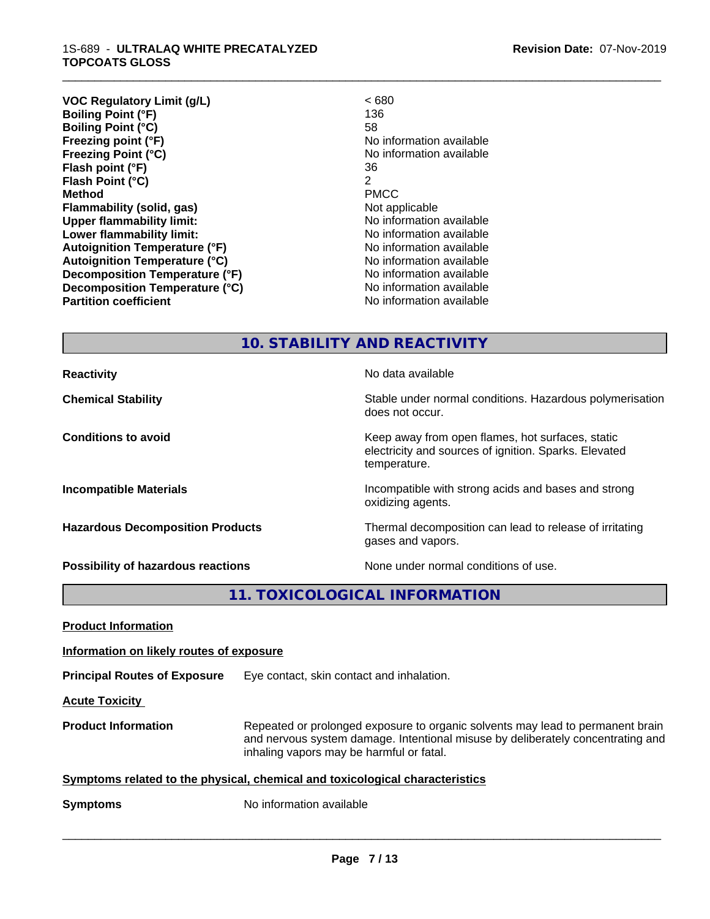| | |
|---|---|
| **VOC Regulatory Limit (g/L)** | < 680 |
| **Boiling Point (°F)** | 136 |
| **Boiling Point (°C)** | 58 |
| **Freezing point (°F)** | No information available |
| **Freezing Point (°C)** | No information available |
| **Flash point (°F)** | 36 |
| **Flash Point (°C)** | 2 |
| **Method** | PMCC |
| **Flammability (solid, gas)** | Not applicable |
| **Upper flammability limit:** | No information available |
| **Lower flammability limit:** | No information available |
| **Autoignition Temperature (°F)** | No information available |
| **Autoignition Temperature (°C)** | No information available |
| **Decomposition Temperature (°F)** | No information available |
| **Decomposition Temperature (°C)** | No information available |
| **Partition coefficient** | No information available |

## 10. STABILITY AND REACTIVITY

| | |
|---|---|
| **Reactivity** | No data available |
| **Chemical Stability** | Stable under normal conditions. Hazardous polymerisation does not occur. |
| **Conditions to avoid** | Keep away from open flames, hot surfaces, static electricity and sources of ignition. Sparks. Elevated temperature. |
| **Incompatible Materials** | Incompatible with strong acids and bases and strong oxidizing agents. |
| **Hazardous Decomposition Products** | Thermal decomposition can lead to release of irritating gases and vapors. |
| **Possibility of hazardous reactions** | None under normal conditions of use. |

## 11. TOXICOLOGICAL INFORMATION

**Product Information**

**Information on likely routes of exposure**

**Principal Routes of Exposure** Eye contact, skin contact and inhalation.

**Acute Toxicity**

**Product Information** Repeated or prolonged exposure to organic solvents may lead to permanent brain and nervous system damage. Intentional misuse by deliberately concentrating and inhaling vapors may be harmful or fatal.

**Symptoms related to the physical, chemical and toxicological characteristics**

**Symptoms** No information available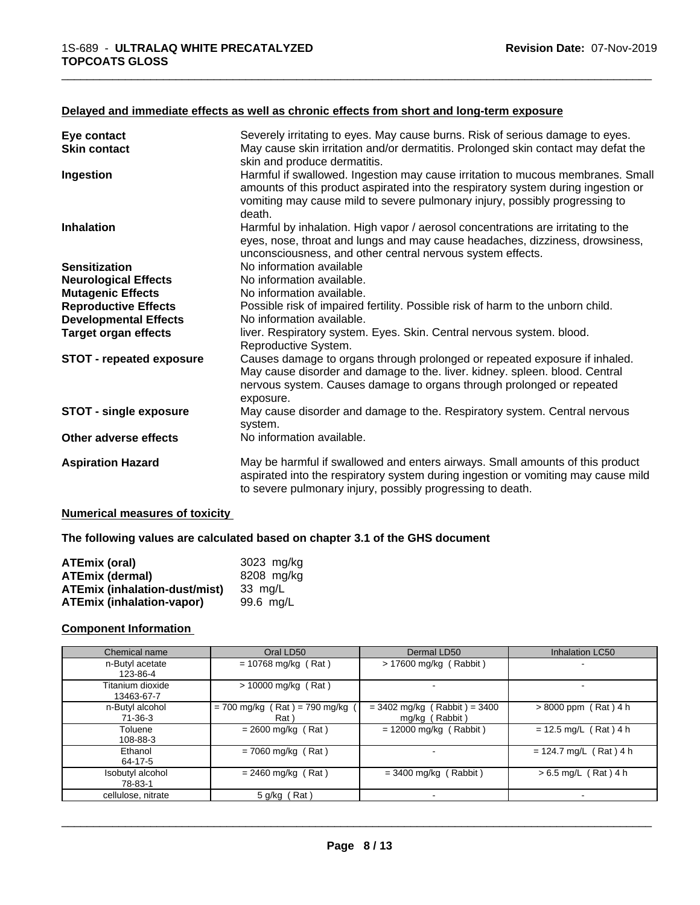**Delayed and immediate effects as well as chronic effects from short and long-term exposure**

| | |
|---|---|
| **Eye contact** | Severely irritating to eyes. May cause burns. Risk of serious damage to eyes. |
| **Skin contact** | May cause skin irritation and/or dermatitis. Prolonged skin contact may defat the skin and produce dermatitis. |
| **Ingestion** | Harmful if swallowed. Ingestion may cause irritation to mucous membranes. Small amounts of this product aspirated into the respiratory system during ingestion or vomiting may cause mild to severe pulmonary injury, possibly progressing to death. |
| **Inhalation** | Harmful by inhalation. High vapor / aerosol concentrations are irritating to the eyes, nose, throat and lungs and may cause headaches, dizziness, drowsiness, unconsciousness, and other central nervous system effects. |
| **Sensitization** | No information available |
| **Neurological Effects** | No information available. |
| **Mutagenic Effects** | No information available. |
| **Reproductive Effects** | Possible risk of impaired fertility. Possible risk of harm to the unborn child. |
| **Developmental Effects** | No information available. |
| **Target organ effects** | liver. Respiratory system. Eyes. Skin. Central nervous system. blood. Reproductive System. |
| **STOT - repeated exposure** | Causes damage to organs through prolonged or repeated exposure if inhaled. May cause disorder and damage to the. liver. kidney. spleen. blood. Central nervous system. Causes damage to organs through prolonged or repeated exposure. |
| **STOT - single exposure** | May cause disorder and damage to the. Respiratory system. Central nervous system. |
| **Other adverse effects** | No information available. |
| **Aspiration Hazard** | May be harmful if swallowed and enters airways. Small amounts of this product aspirated into the respiratory system during ingestion or vomiting may cause mild to severe pulmonary injury, possibly progressing to death. |

**Numerical measures of toxicity**

**The following values are calculated based on chapter 3.1 of the GHS document**

| | |
|---|---|
| **ATEmix (oral)** | 3023 mg/kg |
| **ATEmix (dermal)** | 8208 mg/kg |
| **ATEmix (inhalation-dust/mist)** | 33 mg/L |
| **ATEmix (inhalation-vapor)** | 99.6 mg/L |

**Component Information**

| Chemical name | Oral LD50 | Dermal LD50 | Inhalation LC50 |
|---|---|---|---|
| n-Butyl acetate<br>123-86-4 | = 10768 mg/kg ( Rat ) | > 17600 mg/kg ( Rabbit ) | - |
| Titanium dioxide<br>13463-67-7 | > 10000 mg/kg ( Rat ) | - | - |
| n-Butyl alcohol<br>71-36-3 | = 700 mg/kg ( Rat ) = 790 mg/kg ( Rat ) | = 3402 mg/kg ( Rabbit ) = 3400 mg/kg ( Rabbit ) | > 8000 ppm ( Rat ) 4 h |
| Toluene<br>108-88-3 | = 2600 mg/kg ( Rat ) | = 12000 mg/kg ( Rabbit ) | = 12.5 mg/L ( Rat ) 4 h |
| Ethanol<br>64-17-5 | = 7060 mg/kg ( Rat ) | - | = 124.7 mg/L ( Rat ) 4 h |
| Isobutyl alcohol<br>78-83-1 | = 2460 mg/kg ( Rat ) | = 3400 mg/kg ( Rabbit ) | > 6.5 mg/L ( Rat ) 4 h |
| cellulose, nitrate | 5 g/kg ( Rat ) | - | - |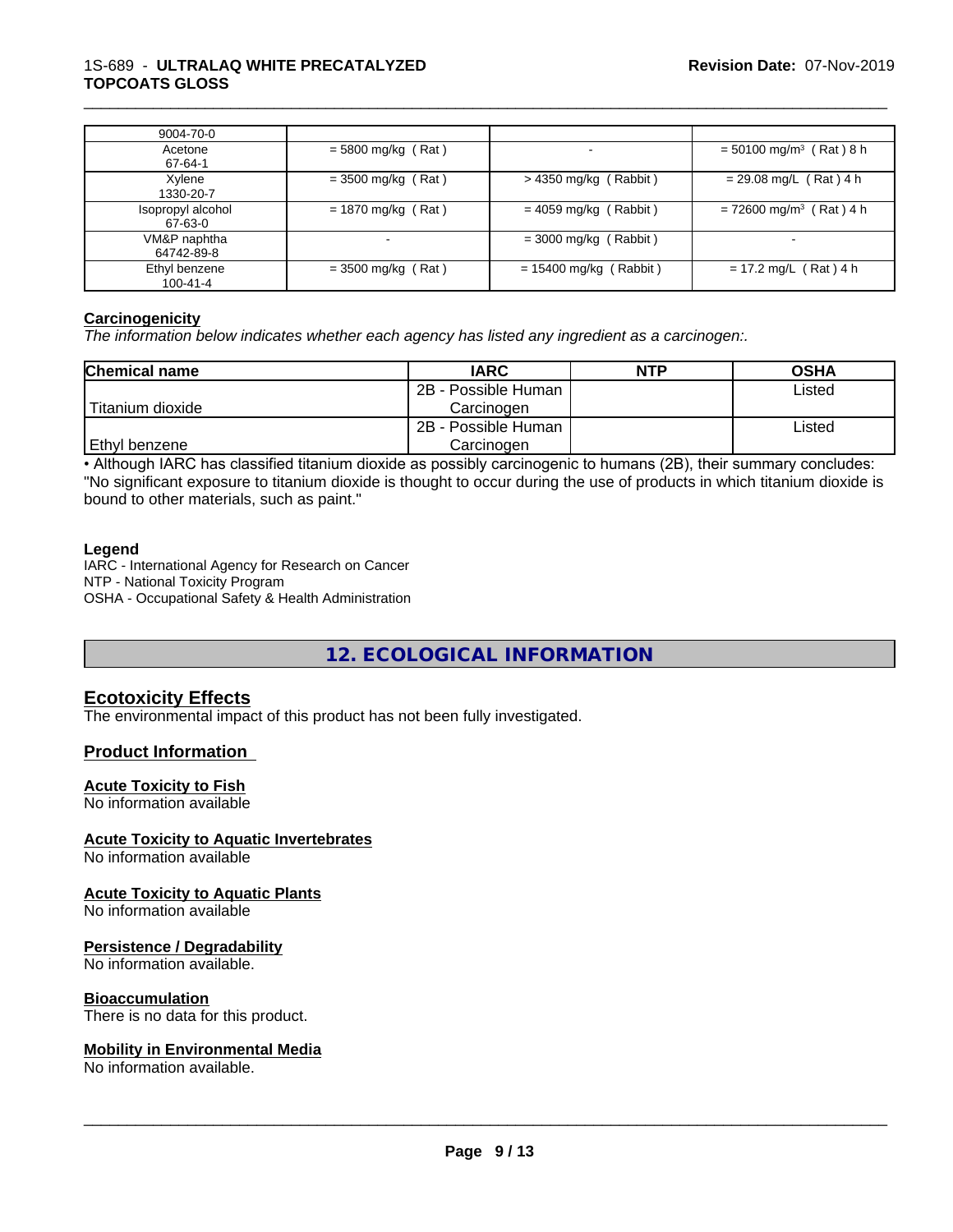| | | | |
|---|---|---|---|
| 9004-70-0 | | | |
| Acetone<br>67-64-1 | = 5800 mg/kg ( Rat ) | - | = 50100 mg/m³ ( Rat ) 8 h |
| Xylene<br>1330-20-7 | = 3500 mg/kg ( Rat ) | > 4350 mg/kg ( Rabbit ) | = 29.08 mg/L ( Rat ) 4 h |
| Isopropyl alcohol<br>67-63-0 | = 1870 mg/kg ( Rat ) | = 4059 mg/kg ( Rabbit ) | = 72600 mg/m³ ( Rat ) 4 h |
| VM&P naphtha<br>64742-89-8 | - | = 3000 mg/kg ( Rabbit ) | - |
| Ethyl benzene<br>100-41-4 | = 3500 mg/kg ( Rat ) | = 15400 mg/kg ( Rabbit ) | = 17.2 mg/L ( Rat ) 4 h |

### Carcinogenicity

*The information below indicates whether each agency has listed any ingredient as a carcinogen:.*

| Chemical name | IARC | NTP | OSHA |
|---|---|---|---|
| Titanium dioxide | 2B - Possible Human Carcinogen | | Listed |
| Ethyl benzene | 2B - Possible Human Carcinogen | | Listed |

• Although IARC has classified titanium dioxide as possibly carcinogenic to humans (2B), their summary concludes: "No significant exposure to titanium dioxide is thought to occur during the use of products in which titanium dioxide is bound to other materials, such as paint."

**Legend**

IARC - International Agency for Research on Cancer
NTP - National Toxicity Program
OSHA - Occupational Safety & Health Administration

## 12. ECOLOGICAL INFORMATION

### Ecotoxicity Effects

The environmental impact of this product has not been fully investigated.

### Product Information

**Acute Toxicity to Fish**
No information available

**Acute Toxicity to Aquatic Invertebrates**
No information available

**Acute Toxicity to Aquatic Plants**
No information available

**Persistence / Degradability**
No information available.

**Bioaccumulation**
There is no data for this product.

**Mobility in Environmental Media**
No information available.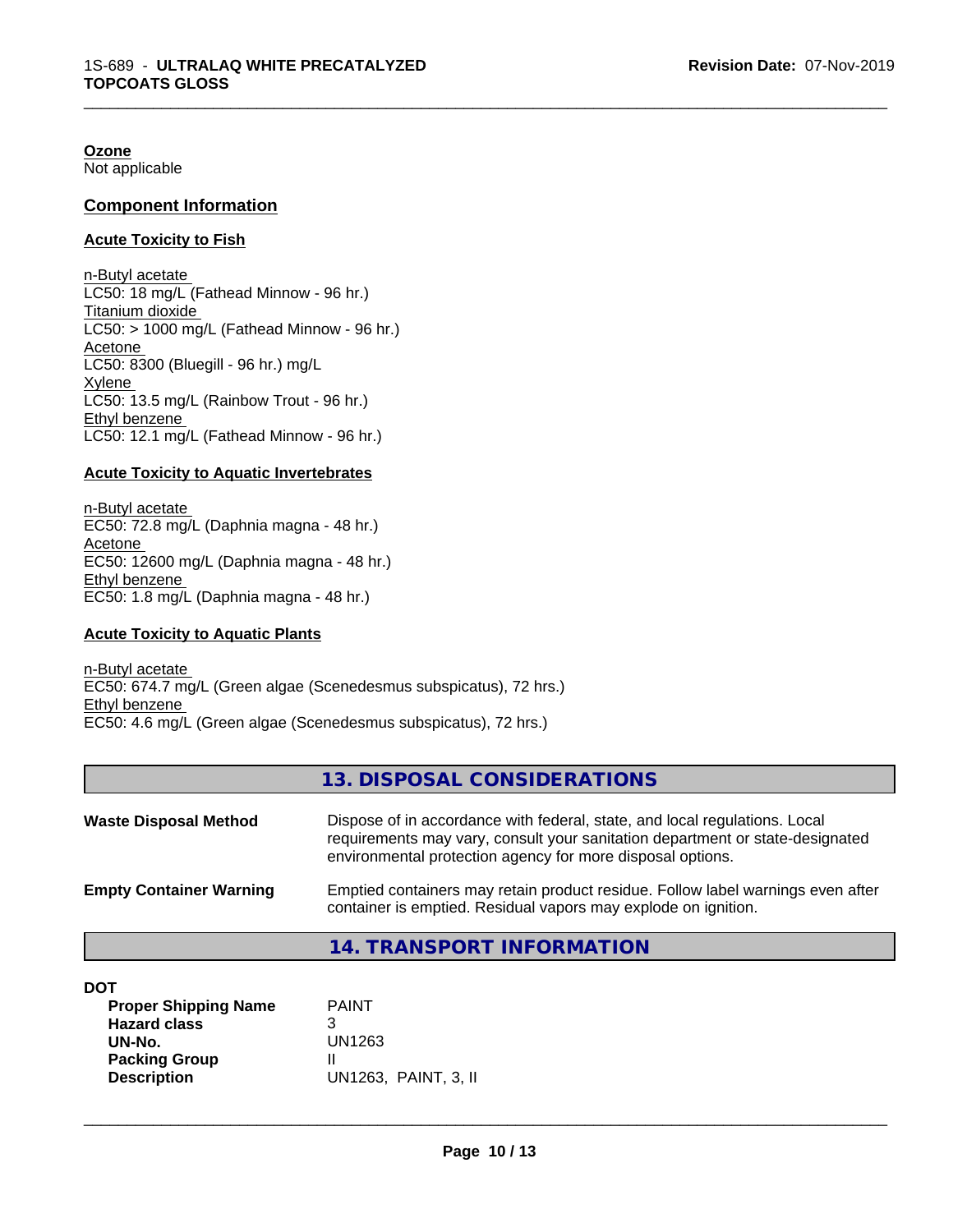**Ozone**
Not applicable

## Component Information

### Acute Toxicity to Fish

n-Butyl acetate
LC50: 18 mg/L (Fathead Minnow - 96 hr.)
Titanium dioxide
LC50: > 1000 mg/L (Fathead Minnow - 96 hr.)
Acetone
LC50: 8300 (Bluegill - 96 hr.) mg/L
Xylene
LC50: 13.5 mg/L (Rainbow Trout - 96 hr.)
Ethyl benzene
LC50: 12.1 mg/L (Fathead Minnow - 96 hr.)

### Acute Toxicity to Aquatic Invertebrates

n-Butyl acetate
EC50: 72.8 mg/L (Daphnia magna - 48 hr.)
Acetone
EC50: 12600 mg/L (Daphnia magna - 48 hr.)
Ethyl benzene
EC50: 1.8 mg/L (Daphnia magna - 48 hr.)

### Acute Toxicity to Aquatic Plants

n-Butyl acetate
EC50: 674.7 mg/L (Green algae (Scenedesmus subspicatus), 72 hrs.)
Ethyl benzene
EC50: 4.6 mg/L (Green algae (Scenedesmus subspicatus), 72 hrs.)

## 13. DISPOSAL CONSIDERATIONS

**Waste Disposal Method** — Dispose of in accordance with federal, state, and local regulations. Local requirements may vary, consult your sanitation department or state-designated environmental protection agency for more disposal options.

**Empty Container Warning** — Emptied containers may retain product residue. Follow label warnings even after container is emptied. Residual vapors may explode on ignition.

## 14. TRANSPORT INFORMATION

**DOT**

| | |
|---|---|
| **Proper Shipping Name** | PAINT |
| **Hazard class** | 3 |
| **UN-No.** | UN1263 |
| **Packing Group** | II |
| **Description** | UN1263, PAINT, 3, II |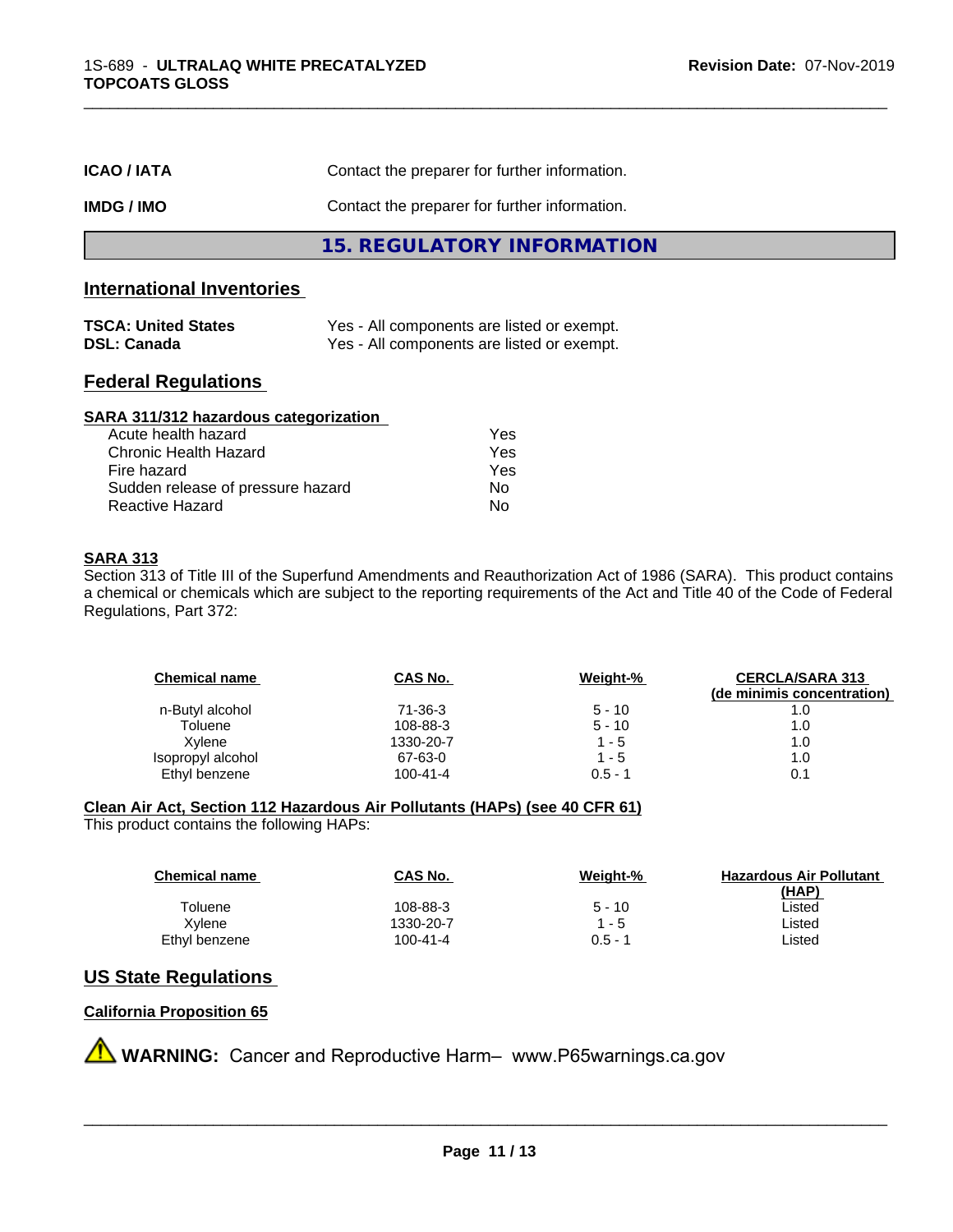| | |
|---|---|
| **ICAO / IATA** | Contact the preparer for further information. |
| **IMDG / IMO** | Contact the preparer for further information. |

## 15. REGULATORY INFORMATION

### International Inventories

| | |
|---|---|
| **TSCA: United States** | Yes - All components are listed or exempt. |
| **DSL: Canada** | Yes - All components are listed or exempt. |

### Federal Regulations

**SARA 311/312 hazardous categorization**

| | |
|---|---|
| Acute health hazard | Yes |
| Chronic Health Hazard | Yes |
| Fire hazard | Yes |
| Sudden release of pressure hazard | No |
| Reactive Hazard | No |

**SARA 313**

Section 313 of Title III of the Superfund Amendments and Reauthorization Act of 1986 (SARA). This product contains a chemical or chemicals which are subject to the reporting requirements of the Act and Title 40 of the Code of Federal Regulations, Part 372:

| Chemical name | CAS No. | Weight-% | CERCLA/SARA 313 (de minimis concentration) |
|---|---|---|---|
| n-Butyl alcohol | 71-36-3 | 5 - 10 | 1.0 |
| Toluene | 108-88-3 | 5 - 10 | 1.0 |
| Xylene | 1330-20-7 | 1 - 5 | 1.0 |
| Isopropyl alcohol | 67-63-0 | 1 - 5 | 1.0 |
| Ethyl benzene | 100-41-4 | 0.5 - 1 | 0.1 |

**Clean Air Act, Section 112 Hazardous Air Pollutants (HAPs) (see 40 CFR 61)**

This product contains the following HAPs:

| Chemical name | CAS No. | Weight-% | Hazardous Air Pollutant (HAP) |
|---|---|---|---|
| Toluene | 108-88-3 | 5 - 10 | Listed |
| Xylene | 1330-20-7 | 1 - 5 | Listed |
| Ethyl benzene | 100-41-4 | 0.5 - 1 | Listed |

### US State Regulations

**California Proposition 65**

⚠ **WARNING:** Cancer and Reproductive Harm– www.P65warnings.ca.gov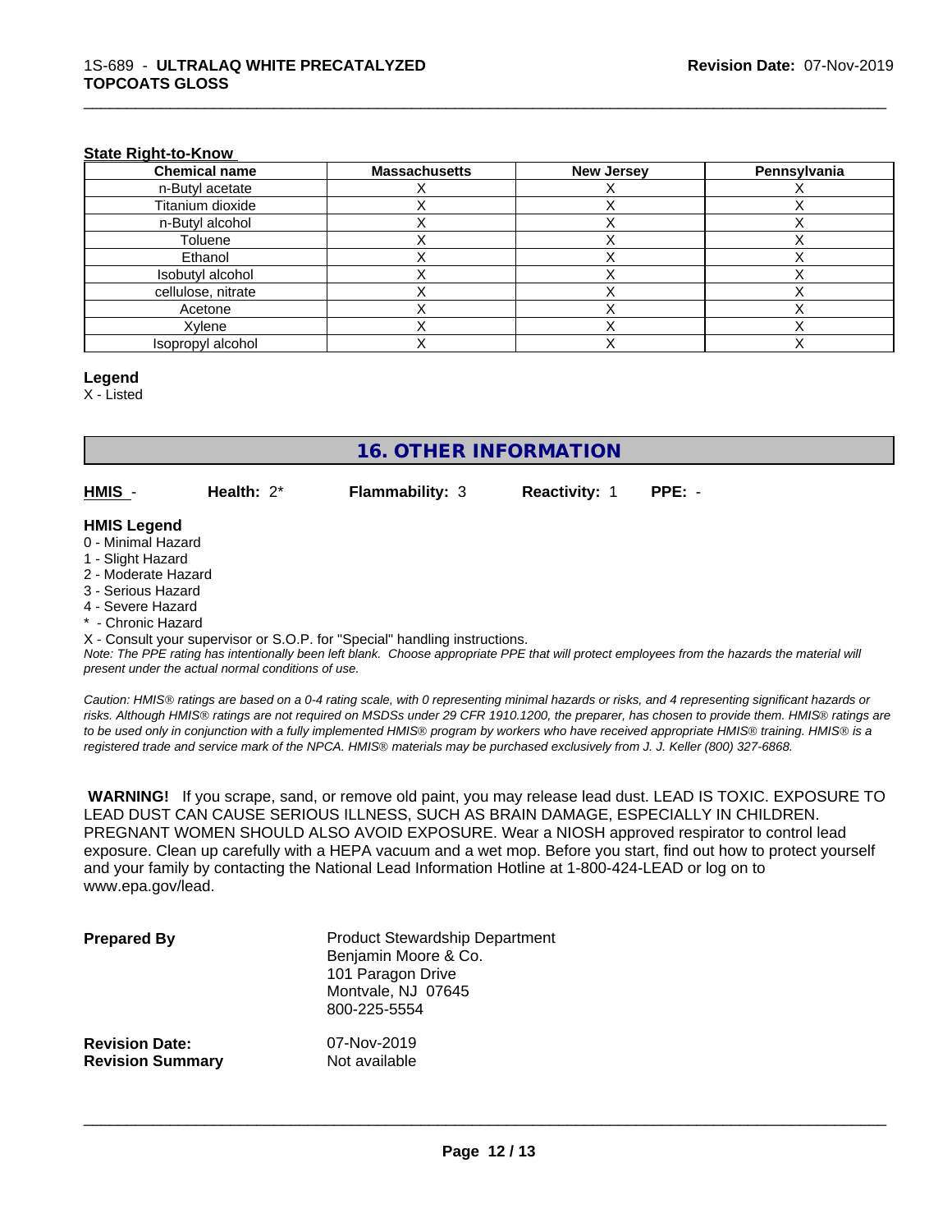### State Right-to-Know

| Chemical name | Massachusetts | New Jersey | Pennsylvania |
|---|---|---|---|
| n-Butyl acetate | X | X | X |
| Titanium dioxide | X | X | X |
| n-Butyl alcohol | X | X | X |
| Toluene | X | X | X |
| Ethanol | X | X | X |
| Isobutyl alcohol | X | X | X |
| cellulose, nitrate | X | X | X |
| Acetone | X | X | X |
| Xylene | X | X | X |
| Isopropyl alcohol | X | X | X |

**Legend**

X - Listed

## 16. OTHER INFORMATION

**HMIS** - **Health:** 2* **Flammability:** 3 **Reactivity:** 1 **PPE:** -

**HMIS Legend**

0 - Minimal Hazard
1 - Slight Hazard
2 - Moderate Hazard
3 - Serious Hazard
4 - Severe Hazard
* - Chronic Hazard
X - Consult your supervisor or S.O.P. for "Special" handling instructions.

*Note: The PPE rating has intentionally been left blank. Choose appropriate PPE that will protect employees from the hazards the material will present under the actual normal conditions of use.*

*Caution: HMIS® ratings are based on a 0-4 rating scale, with 0 representing minimal hazards or risks, and 4 representing significant hazards or risks. Although HMIS® ratings are not required on MSDSs under 29 CFR 1910.1200, the preparer, has chosen to provide them. HMIS® ratings are to be used only in conjunction with a fully implemented HMIS® program by workers who have received appropriate HMIS® training. HMIS® is a registered trade and service mark of the NPCA. HMIS® materials may be purchased exclusively from J. J. Keller (800) 327-6868.*

**WARNING!** If you scrape, sand, or remove old paint, you may release lead dust. LEAD IS TOXIC. EXPOSURE TO LEAD DUST CAN CAUSE SERIOUS ILLNESS, SUCH AS BRAIN DAMAGE, ESPECIALLY IN CHILDREN. PREGNANT WOMEN SHOULD ALSO AVOID EXPOSURE. Wear a NIOSH approved respirator to control lead exposure. Clean up carefully with a HEPA vacuum and a wet mop. Before you start, find out how to protect yourself and your family by contacting the National Lead Information Hotline at 1-800-424-LEAD or log on to www.epa.gov/lead.

**Prepared By**
Product Stewardship Department
Benjamin Moore & Co.
101 Paragon Drive
Montvale, NJ 07645
800-225-5554

**Revision Date:** 07-Nov-2019
**Revision Summary** Not available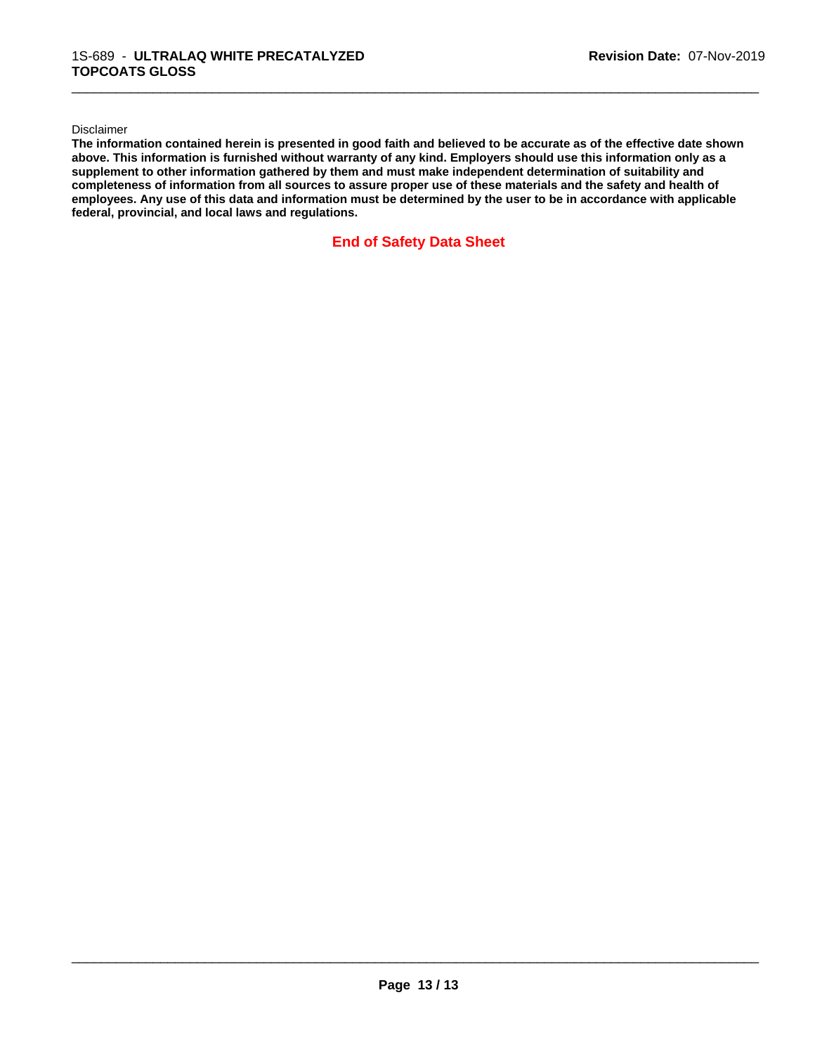Disclaimer

**The information contained herein is presented in good faith and believed to be accurate as of the effective date shown above. This information is furnished without warranty of any kind. Employers should use this information only as a supplement to other information gathered by them and must make independent determination of suitability and completeness of information from all sources to assure proper use of these materials and the safety and health of employees. Any use of this data and information must be determined by the user to be in accordance with applicable federal, provincial, and local laws and regulations.**

**End of Safety Data Sheet**